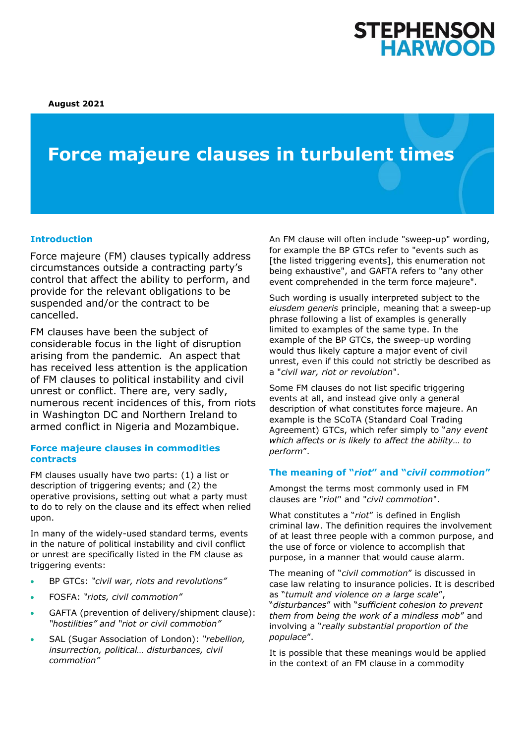STEPHENSON HARWOOD

**August 2021**

# Force majeure clauses in turbulent times

## Introduction

Force majeure (FM) clauses typically address circumstances outside a contracting party's control that affect the ability to perform, and provide for the relevant obligations to be suspended and/or the contract to be cancelled.

FM clauses have been the subject of considerable focus in the light of disruption arising from the pandemic. An aspect that has received less attention is the application of FM clauses to political instability and civil unrest or conflict. There are, very sadly, numerous recent incidences of this, from riots in Washington DC and Northern Ireland to armed conflict in Nigeria and Mozambique.

## Force majeure clauses in commodities contracts

FM clauses usually have two parts: (1) a list or description of triggering events; and (2) the operative provisions, setting out what a party must to do to rely on the clause and its effect when relied upon.

In many of the widely-used standard terms, events in the nature of political instability and civil conflict or unrest are specifically listed in the FM clause as triggering events:

- BP GTCs: *"civil war, riots and revolutions"*
- FOSFA: *"riots, civil commotion"*
- GAFTA (prevention of delivery/shipment clause): *"hostilities"* and *"riot or civil commotion"*
- SAL (Sugar Association of London): *"rebellion, insurrection, political… disturbances, civil commotion"*

An FM clause will often include "sweep-up" wording, for example the BP GTCs refer to "events such as [the listed triggering events], this enumeration not being exhaustive", and GAFTA refers to "any other event comprehended in the term force majeure".

Such wording is usually interpreted subject to the *eiusdem generis* principle, meaning that a sweep-up phrase following a list of examples is generally limited to examples of the same type. In the example of the BP GTCs, the sweep-up wording would thus likely capture a major event of civil unrest, even if this could not strictly be described as a "*civil war, riot or revolution*".

Some FM clauses do not list specific triggering events at all, and instead give only a general description of what constitutes force majeure. An example is the SCoTA (Standard Coal Trading Agreement) GTCs, which refer simply to "*any event which affects or is likely to affect the ability… to perform*".

## The meaning of "*riot*" and "*civil commotion*"

Amongst the terms most commonly used in FM clauses are "*riot*" and "*civil commotion*".

What constitutes a "*riot*" is defined in English criminal law. The definition requires the involvement of at least three people with a common purpose, and the use of force or violence to accomplish that purpose, in a manner that would cause alarm.

The meaning of "*civil commotion*" is discussed in case law relating to insurance policies. It is described as "*tumult and violence on a large scale*", "*disturbances*" with "*sufficient cohesion to prevent them from being the work of a mindless mob*" and involving a "*really substantial proportion of the populace*".

It is possible that these meanings would be applied in the context of an FM clause in a commodity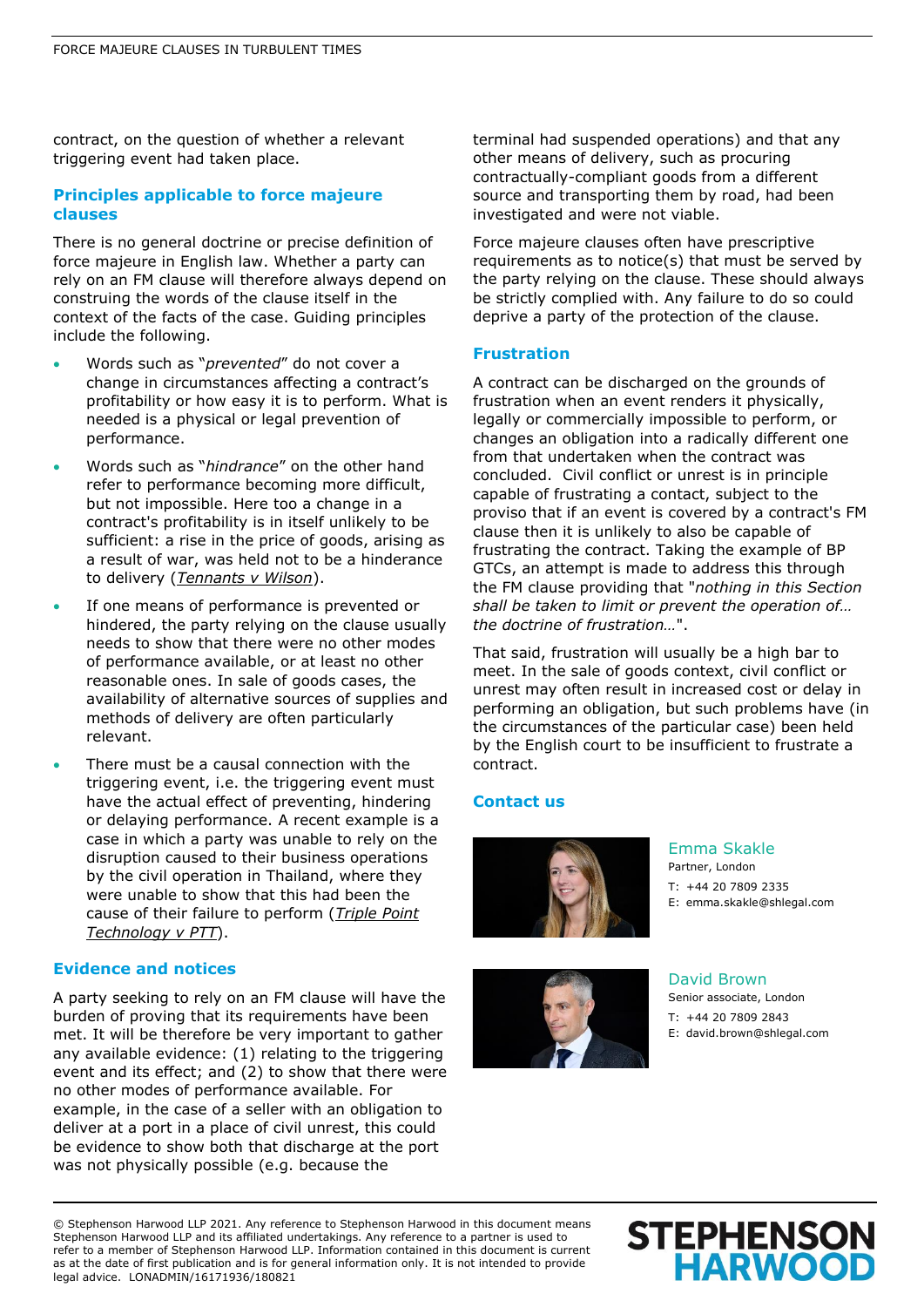contract, on the question of whether a relevant triggering event had taken place.

## Principles applicable to force majeure clauses

There is no general doctrine or precise definition of force majeure in English law. Whether a party can rely on an FM clause will therefore always depend on construing the words of the clause itself in the context of the facts of the case. Guiding principles include the following.

- Words such as "*prevented*" do not cover a change in circumstances affecting a contract's profitability or how easy it is to perform. What is needed is a physical or legal prevention of performance.
- Words such as "*hindrance*" on the other hand refer to performance becoming more difficult, but not impossible. Here too a change in a contract's profitability is in itself unlikely to be sufficient: a rise in the price of goods, arising as a result of war, was held not to be a hinderance to delivery (*Tennants v Wilson*).
- If one means of performance is prevented or hindered, the party relying on the clause usually needs to show that there were no other modes of performance available, or at least no other reasonable ones. In sale of goods cases, the availability of alternative sources of supplies and methods of delivery are often particularly relevant.
- There must be a causal connection with the triggering event, i.e. the triggering event must have the actual effect of preventing, hindering or delaying performance. A recent example is a case in which a party was unable to rely on the disruption caused to their business operations by the civil operation in Thailand, where they were unable to show that this had been the cause of their failure to perform (*Triple Point Technology v PTT*).

## Evidence and notices

A party seeking to rely on an FM clause will have the burden of proving that its requirements have been met. It will be therefore be very important to gather any available evidence: (1) relating to the triggering event and its effect; and (2) to show that there were no other modes of performance available. For example, in the case of a seller with an obligation to deliver at a port in a place of civil unrest, this could be evidence to show both that discharge at the port was not physically possible (e.g. because the terminal had suspended operations) and that any other means of delivery, such as procuring contractually-compliant goods from a different source and transporting them by road, had been investigated and were not viable.

Force majeure clauses often have prescriptive requirements as to notice(s) that must be served by the party relying on the clause. These should always be strictly complied with. Any failure to do so could deprive a party of the protection of the clause.

## Frustration

A contract can be discharged on the grounds of frustration when an event renders it physically, legally or commercially impossible to perform, or changes an obligation into a radically different one from that undertaken when the contract was concluded. Civil conflict or unrest is in principle capable of frustrating a contact, subject to the proviso that if an event is covered by a contract's FM clause then it is unlikely to also be capable of frustrating the contract. Taking the example of BP GTCs, an attempt is made to address this through the FM clause providing that "*nothing in this Section shall be taken to limit or prevent the operation of… the doctrine of frustration…*".

That said, frustration will usually be a high bar to meet. In the sale of goods context, civil conflict or unrest may often result in increased cost or delay in performing an obligation, but such problems have (in the circumstances of the particular case) been held by the English court to be insufficient to frustrate a contract.

## Contact us

**Emma Skakle**
Partner, London
T: +44 20 7809 2335
E: emma.skakle@shlegal.com

**David Brown**
Senior associate, London
T: +44 20 7809 2843
E: david.brown@shlegal.com

© Stephenson Harwood LLP 2021. Any reference to Stephenson Harwood in this document means Stephenson Harwood LLP and its affiliated undertakings. Any reference to a partner is used to refer to a member of Stephenson Harwood LLP. Information contained in this document is current as at the date of first publication and is for general information only. It is not intended to provide legal advice. LONADMIN/16171936/180821

STEPHENSON HARWOOD